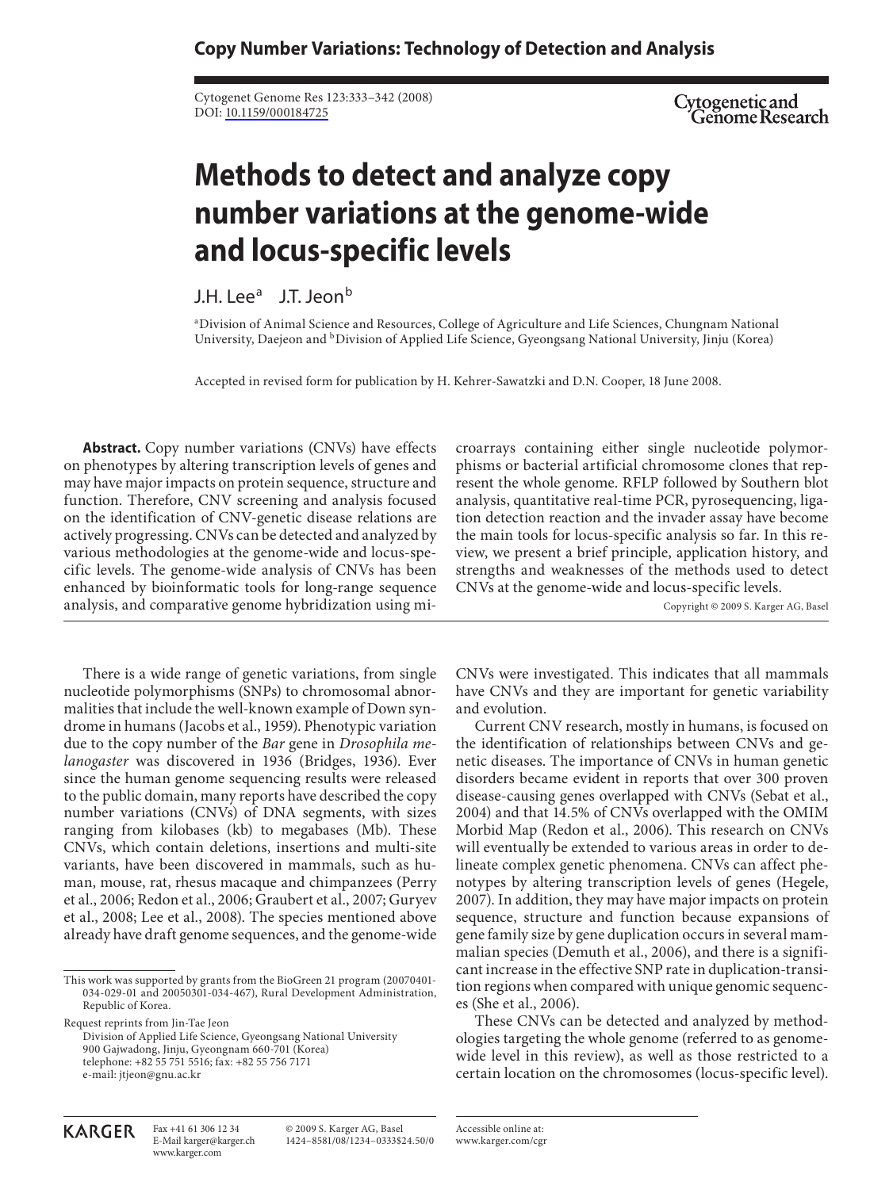# Methods to detect and analyze copy number variations at the genome-wide and locus-specific levels

J.H. Lee[a] J.T. Jeon[b]

[a]Division of Animal Science and Resources, College of Agriculture and Life Sciences, Chungnam National University, Daejeon and [b]Division of Applied Life Science, Gyeongsang National University, Jinju (Korea)

Accepted in revised form for publication by H. Kehrer-Sawatzki and D.N. Cooper, 18 June 2008.

**Abstract.** Copy number variations (CNVs) have effects on phenotypes by altering transcription levels of genes and may have major impacts on protein sequence, structure and function. Therefore, CNV screening and analysis focused on the identification of CNV-genetic disease relations are actively progressing. CNVs can be detected and analyzed by various methodologies at the genome-wide and locus-specific levels. The genome-wide analysis of CNVs has been enhanced by bioinformatic tools for long-range sequence analysis, and comparative genome hybridization using microarrays containing either single nucleotide polymorphisms or bacterial artificial chromosome clones that represent the whole genome. RFLP followed by Southern blot analysis, quantitative real-time PCR, pyrosequencing, ligation detection reaction and the invader assay have become the main tools for locus-specific analysis so far. In this review, we present a brief principle, application history, and strengths and weaknesses of the methods used to detect CNVs at the genome-wide and locus-specific levels.

Copyright © 2009 S. Karger AG, Basel

There is a wide range of genetic variations, from single nucleotide polymorphisms (SNPs) to chromosomal abnormalities that include the well-known example of Down syndrome in humans (Jacobs et al., 1959). Phenotypic variation due to the copy number of the *Bar* gene in *Drosophila melanogaster* was discovered in 1936 (Bridges, 1936). Ever since the human genome sequencing results were released to the public domain, many reports have described the copy number variations (CNVs) of DNA segments, with sizes ranging from kilobases (kb) to megabases (Mb). These CNVs, which contain deletions, insertions and multi-site variants, have been discovered in mammals, such as human, mouse, rat, rhesus macaque and chimpanzees (Perry et al., 2006; Redon et al., 2006; Graubert et al., 2007; Guryev et al., 2008; Lee et al., 2008). The species mentioned above already have draft genome sequences, and the genome-wide CNVs were investigated. This indicates that all mammals have CNVs and they are important for genetic variability and evolution.

Current CNV research, mostly in humans, is focused on the identification of relationships between CNVs and genetic diseases. The importance of CNVs in human genetic disorders became evident in reports that over 300 proven disease-causing genes overlapped with CNVs (Sebat et al., 2004) and that 14.5% of CNVs overlapped with the OMIM Morbid Map (Redon et al., 2006). This research on CNVs will eventually be extended to various areas in order to delineate complex genetic phenomena. CNVs can affect phenotypes by altering transcription levels of genes (Hegele, 2007). In addition, they may have major impacts on protein sequence, structure and function because expansions of gene family size by gene duplication occurs in several mammalian species (Demuth et al., 2006), and there is a significant increase in the effective SNP rate in duplication-transition regions when compared with unique genomic sequences (She et al., 2006).

These CNVs can be detected and analyzed by methodologies targeting the whole genome (referred to as genome-wide level in this review), as well as those restricted to a certain location on the chromosomes (locus-specific level).

This work was supported by grants from the BioGreen 21 program (20070401-034-029-01 and 20050301-034-467), Rural Development Administration, Republic of Korea.

Request reprints from Jin-Tae Jeon
Division of Applied Life Science, Gyeongsang National University
900 Gajwadong, Jinju, Gyeongnam 660-701 (Korea)
telephone: +82 55 751 5516; fax: +82 55 756 7171
e-mail: jtjeon@gnu.ac.kr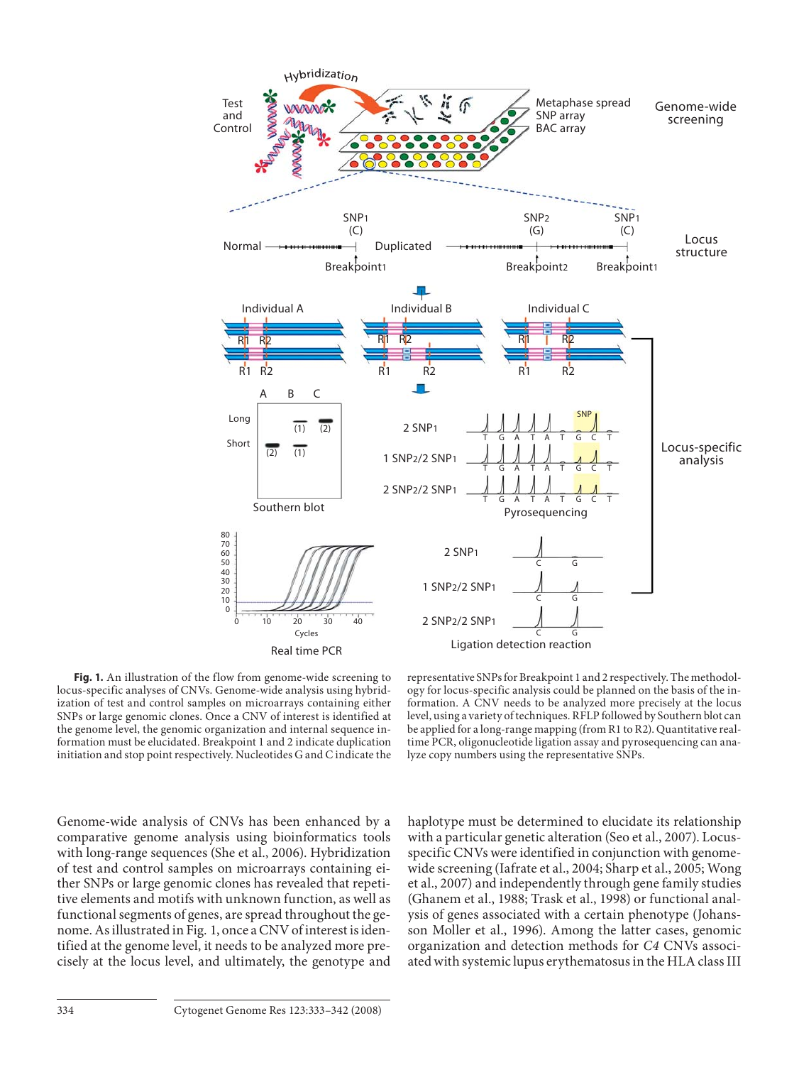**Fig. 1.** An illustration of the flow from genome-wide screening to locus-specific analyses of CNVs. Genome-wide analysis using hybridization of test and control samples on microarrays containing either SNPs or large genomic clones. Once a CNV of interest is identified at the genome level, the genomic organization and internal sequence information must be elucidated. Breakpoint 1 and 2 indicate duplication initiation and stop point respectively. Nucleotides G and C indicate the representative SNPs for Breakpoint 1 and 2 respectively. The methodology for locus-specific analysis could be planned on the basis of the information. A CNV needs to be analyzed more precisely at the locus level, using a variety of techniques. RFLP followed by Southern blot can be applied for a long-range mapping (from R1 to R2). Quantitative real-time PCR, oligonucleotide ligation assay and pyrosequencing can analyze copy numbers using the representative SNPs.

Genome-wide analysis of CNVs has been enhanced by a comparative genome analysis using bioinformatics tools with long-range sequences (She et al., 2006). Hybridization of test and control samples on microarrays containing either SNPs or large genomic clones has revealed that repetitive elements and motifs with unknown function, as well as functional segments of genes, are spread throughout the genome. As illustrated in Fig. 1, once a CNV of interest is identified at the genome level, it needs to be analyzed more precisely at the locus level, and ultimately, the genotype and haplotype must be determined to elucidate its relationship with a particular genetic alteration (Seo et al., 2007). Locus-specific CNVs were identified in conjunction with genome-wide screening (Iafrate et al., 2004; Sharp et al., 2005; Wong et al., 2007) and independently through gene family studies (Ghanem et al., 1988; Trask et al., 1998) or functional analysis of genes associated with a certain phenotype (Johansson Moller et al., 1996). Among the latter cases, genomic organization and detection methods for *C4* CNVs associated with systemic lupus erythematosus in the HLA class III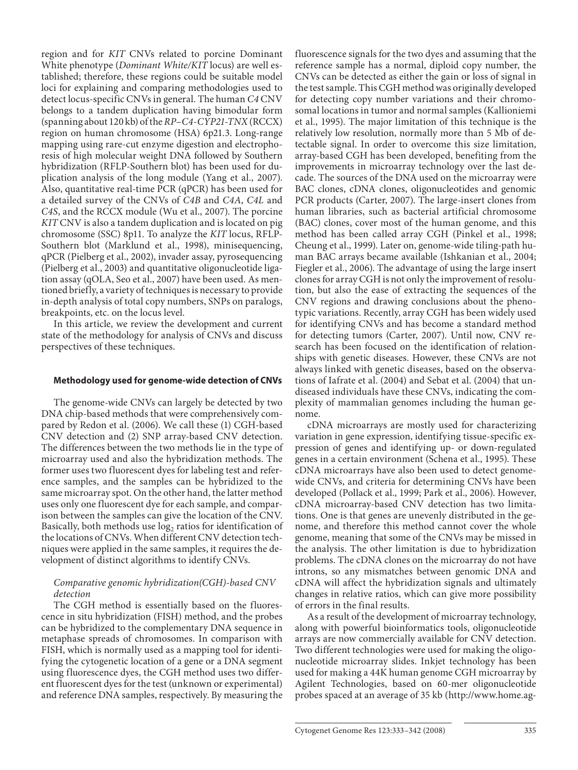region and for *KIT* CNVs related to porcine Dominant White phenotype (*Dominant White/KIT* locus) are well established; therefore, these regions could be suitable model loci for explaining and comparing methodologies used to detect locus-specific CNVs in general. The human *C4* CNV belongs to a tandem duplication having bimodular form (spanning about 120 kb) of the *RP–C4-CYP21-TNX* (RCCX) region on human chromosome (HSA) 6p21.3. Long-range mapping using rare-cut enzyme digestion and electrophoresis of high molecular weight DNA followed by Southern hybridization (RFLP-Southern blot) has been used for duplication analysis of the long module (Yang et al., 2007). Also, quantitative real-time PCR (qPCR) has been used for a detailed survey of the CNVs of *C4B* and *C4A*, *C4L* and *C4S*, and the RCCX module (Wu et al., 2007). The porcine *KIT* CNV is also a tandem duplication and is located on pig chromosome (SSC) 8p11. To analyze the *KIT* locus, RFLP-Southern blot (Marklund et al., 1998), minisequencing, qPCR (Pielberg et al., 2002), invader assay, pyrosequencing (Pielberg et al., 2003) and quantitative oligonucleotide ligation assay (qOLA, Seo et al., 2007) have been used. As mentioned briefly, a variety of techniques is necessary to provide in-depth analysis of total copy numbers, SNPs on paralogs, breakpoints, etc. on the locus level.

In this article, we review the development and current state of the methodology for analysis of CNVs and discuss perspectives of these techniques.

## Methodology used for genome-wide detection of CNVs

The genome-wide CNVs can largely be detected by two DNA chip-based methods that were comprehensively compared by Redon et al. (2006). We call these (1) CGH-based CNV detection and (2) SNP array-based CNV detection. The differences between the two methods lie in the type of microarray used and also the hybridization methods. The former uses two fluorescent dyes for labeling test and reference samples, and the samples can be hybridized to the same microarray spot. On the other hand, the latter method uses only one fluorescent dye for each sample, and comparison between the samples can give the location of the CNV. Basically, both methods use $\log_2$ ratios for identification of the locations of CNVs. When different CNV detection techniques were applied in the same samples, it requires the development of distinct algorithms to identify CNVs.

### *Comparative genomic hybridization(CGH)-based CNV detection*

The CGH method is essentially based on the fluorescence in situ hybridization (FISH) method, and the probes can be hybridized to the complementary DNA sequence in metaphase spreads of chromosomes. In comparison with FISH, which is normally used as a mapping tool for identifying the cytogenetic location of a gene or a DNA segment using fluorescence dyes, the CGH method uses two different fluorescent dyes for the test (unknown or experimental) and reference DNA samples, respectively. By measuring the fluorescence signals for the two dyes and assuming that the reference sample has a normal, diploid copy number, the CNVs can be detected as either the gain or loss of signal in the test sample. This CGH method was originally developed for detecting copy number variations and their chromosomal locations in tumor and normal samples (Kallioniemi et al., 1995). The major limitation of this technique is the relatively low resolution, normally more than 5 Mb of detectable signal. In order to overcome this size limitation, array-based CGH has been developed, benefiting from the improvements in microarray technology over the last decade. The sources of the DNA used on the microarray were BAC clones, cDNA clones, oligonucleotides and genomic PCR products (Carter, 2007). The large-insert clones from human libraries, such as bacterial artificial chromosome (BAC) clones, cover most of the human genome, and this method has been called array CGH (Pinkel et al., 1998; Cheung et al., 1999). Later on, genome-wide tiling-path human BAC arrays became available (Ishkanian et al., 2004; Fiegler et al., 2006). The advantage of using the large insert clones for array CGH is not only the improvement of resolution, but also the ease of extracting the sequences of the CNV regions and drawing conclusions about the phenotypic variations. Recently, array CGH has been widely used for identifying CNVs and has become a standard method for detecting tumors (Carter, 2007). Until now, CNV research has been focused on the identification of relationships with genetic diseases. However, these CNVs are not always linked with genetic diseases, based on the observations of Iafrate et al. (2004) and Sebat et al. (2004) that undiseased individuals have these CNVs, indicating the complexity of mammalian genomes including the human genome.

cDNA microarrays are mostly used for characterizing variation in gene expression, identifying tissue-specific expression of genes and identifying up- or down-regulated genes in a certain environment (Schena et al., 1995). These cDNA microarrays have also been used to detect genome-wide CNVs, and criteria for determining CNVs have been developed (Pollack et al., 1999; Park et al., 2006). However, cDNA microarray-based CNV detection has two limitations. One is that genes are unevenly distributed in the genome, and therefore this method cannot cover the whole genome, meaning that some of the CNVs may be missed in the analysis. The other limitation is due to hybridization problems. The cDNA clones on the microarray do not have introns, so any mismatches between genomic DNA and cDNA will affect the hybridization signals and ultimately changes in relative ratios, which can give more possibility of errors in the final results.

As a result of the development of microarray technology, along with powerful bioinformatics tools, oligonucleotide arrays are now commercially available for CNV detection. Two different technologies were used for making the oligonucleotide microarray slides. Inkjet technology has been used for making a 44K human genome CGH microarray by Agilent Technologies, based on 60-mer oligonucleotide probes spaced at an average of 35 kb (http://www.home.ag-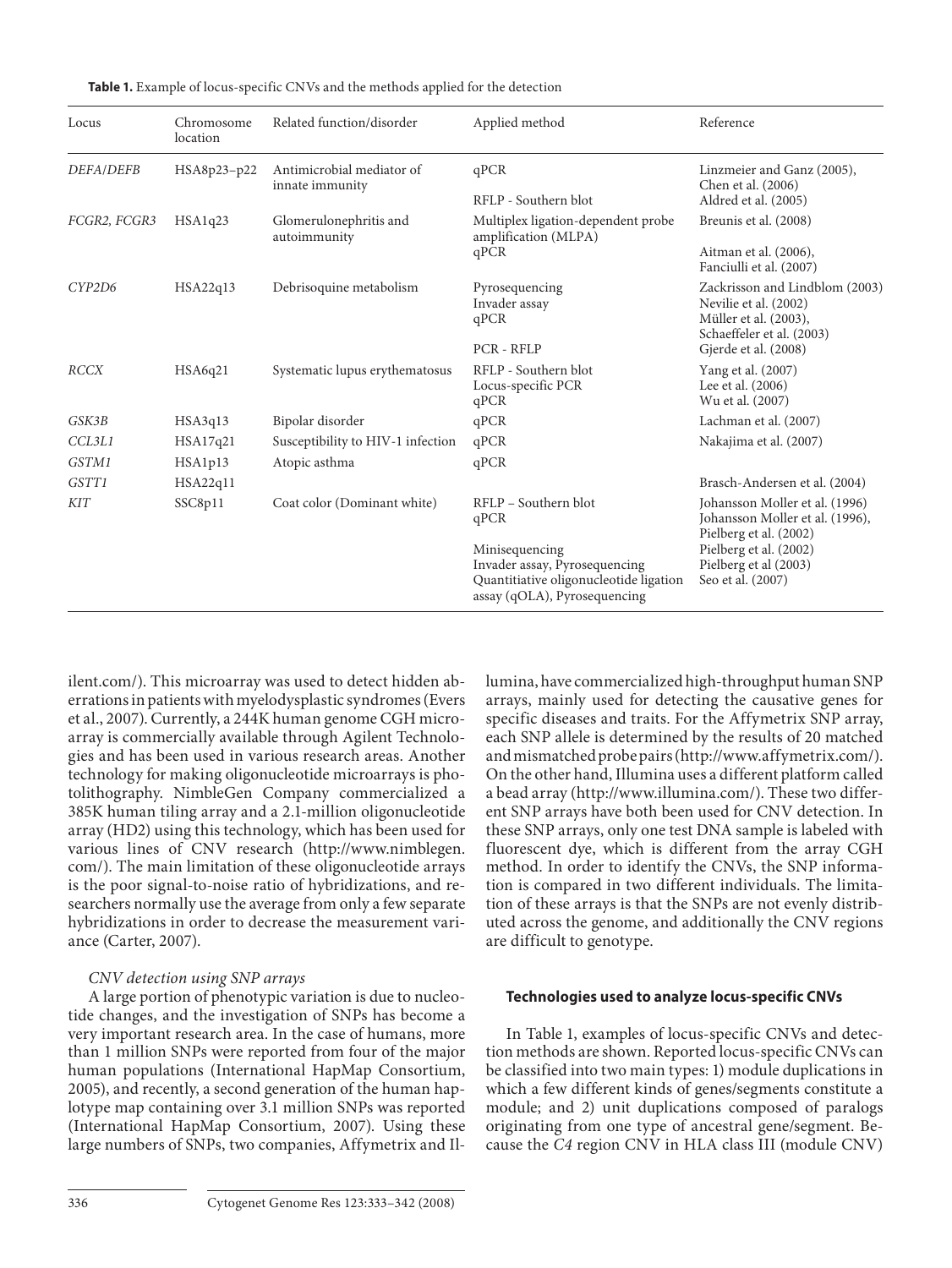**Table 1.** Example of locus-specific CNVs and the methods applied for the detection

| Locus | Chromosome location | Related function/disorder | Applied method | Reference |
|---|---|---|---|---|
| *DEFA/DEFB* | HSA8p23–p22 | Antimicrobial mediator of innate immunity | qPCR | Linzmeier and Ganz (2005), Chen et al. (2006) |
| | | | RFLP - Southern blot | Aldred et al. (2005) |
| *FCGR2, FCGR3* | HSA1q23 | Glomerulonephritis and autoimmunity | Multiplex ligation-dependent probe amplification (MLPA) | Breunis et al. (2008) |
| | | | qPCR | Aitman et al. (2006), Fanciulli et al. (2007) |
| *CYP2D6* | HSA22q13 | Debrisoquine metabolism | Pyrosequencing | Zackrisson and Lindblom (2003) |
| | | | Invader assay | Nevilie et al. (2002) |
| | | | qPCR | Müller et al. (2003), Schaeffeler et al. (2003) |
| | | | PCR - RFLP | Gjerde et al. (2008) |
| *RCCX* | HSA6q21 | Systematic lupus erythematosus | RFLP - Southern blot | Yang et al. (2007) |
| | | | Locus-specific PCR | Lee et al. (2006) |
| | | | qPCR | Wu et al. (2007) |
| *GSK3B* | HSA3q13 | Bipolar disorder | qPCR | Lachman et al. (2007) |
| *CCL3L1* | HSA17q21 | Susceptibility to HIV-1 infection | qPCR | Nakajima et al. (2007) |
| *GSTM1* | HSA1p13 | Atopic asthma | qPCR | |
| *GSTT1* | HSA22q11 | | | Brasch-Andersen et al. (2004) |
| *KIT* | SSC8p11 | Coat color (Dominant white) | RFLP – Southern blot | Johansson Moller et al. (1996) |
| | | | qPCR | Johansson Moller et al. (1996), Pielberg et al. (2002) |
| | | | Minisequencing | Pielberg et al. (2002) |
| | | | Invader assay, Pyrosequencing | Pielberg et al (2003) |
| | | | Quantitiative oligonucleotide ligation assay (qOLA), Pyrosequencing | Seo et al. (2007) |

ilent.com/). This microarray was used to detect hidden aberrations in patients with myelodysplastic syndromes (Evers et al., 2007). Currently, a 244K human genome CGH microarray is commercially available through Agilent Technologies and has been used in various research areas. Another technology for making oligonucleotide microarrays is photolithography. NimbleGen Company commercialized a 385K human tiling array and a 2.1-million oligonucleotide array (HD2) using this technology, which has been used for various lines of CNV research (http://www.nimblegen.com/). The main limitation of these oligonucleotide arrays is the poor signal-to-noise ratio of hybridizations, and researchers normally use the average from only a few separate hybridizations in order to decrease the measurement variance (Carter, 2007).

*CNV detection using SNP arrays*

A large portion of phenotypic variation is due to nucleotide changes, and the investigation of SNPs has become a very important research area. In the case of humans, more than 1 million SNPs were reported from four of the major human populations (International HapMap Consortium, 2005), and recently, a second generation of the human haplotype map containing over 3.1 million SNPs was reported (International HapMap Consortium, 2007). Using these large numbers of SNPs, two companies, Affymetrix and Illumina, have commercialized high-throughput human SNP arrays, mainly used for detecting the causative genes for specific diseases and traits. For the Affymetrix SNP array, each SNP allele is determined by the results of 20 matched and mismatched probe pairs (http://www.affymetrix.com/). On the other hand, Illumina uses a different platform called a bead array (http://www.illumina.com/). These two different SNP arrays have both been used for CNV detection. In these SNP arrays, only one test DNA sample is labeled with fluorescent dye, which is different from the array CGH method. In order to identify the CNVs, the SNP information is compared in two different individuals. The limitation of these arrays is that the SNPs are not evenly distributed across the genome, and additionally the CNV regions are difficult to genotype.

**Technologies used to analyze locus-specific CNVs**

In Table 1, examples of locus-specific CNVs and detection methods are shown. Reported locus-specific CNVs can be classified into two main types: 1) module duplications in which a few different kinds of genes/segments constitute a module; and 2) unit duplications composed of paralogs originating from one type of ancestral gene/segment. Because the *C4* region CNV in HLA class III (module CNV)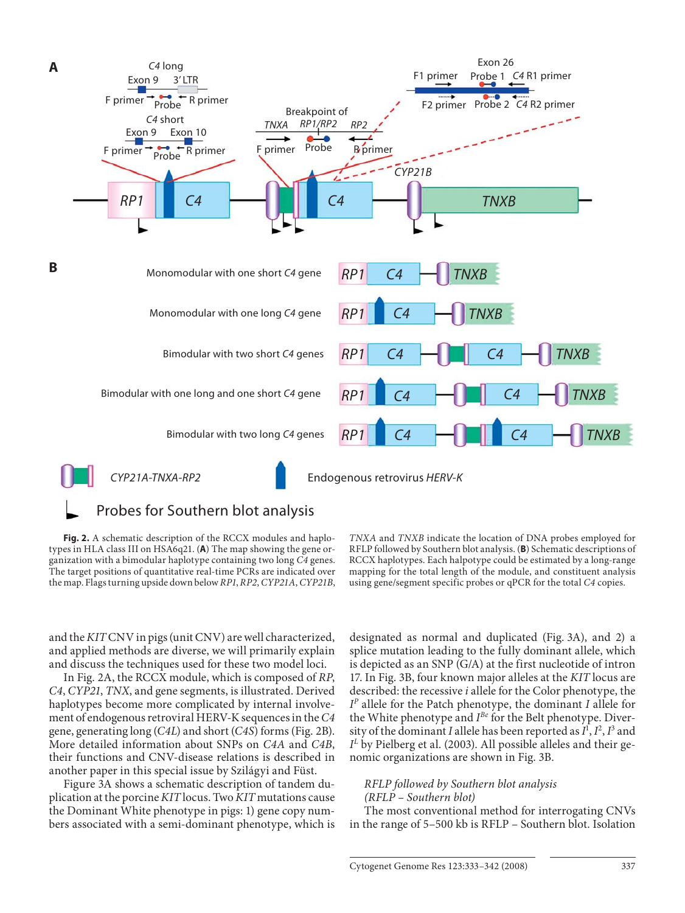**Fig. 2.** A schematic description of the RCCX modules and haplotypes in HLA class III on HSA6q21. (**A**) The map showing the gene organization with a bimodular haplotype containing two long *C4* genes. The target positions of quantitative real-time PCRs are indicated over the map. Flags turning upside down below *RP1*, *RP2*, *CYP21A*, *CYP21B*, *TNXA* and *TNXB* indicate the location of DNA probes employed for RFLP followed by Southern blot analysis. (**B**) Schematic descriptions of RCCX haplotypes. Each halpotype could be estimated by a long-range mapping for the total length of the module, and constituent analysis using gene/segment specific probes or qPCR for the total *C4* copies.

and the *KIT* CNV in pigs (unit CNV) are well characterized, and applied methods are diverse, we will primarily explain and discuss the techniques used for these two model loci.

In Fig. 2A, the RCCX module, which is composed of *RP*, *C4*, *CYP21*, *TNX*, and gene segments, is illustrated. Derived haplotypes become more complicated by internal involvement of endogenous retroviral HERV-K sequences in the *C4* gene, generating long (*C4L*) and short (*C4S*) forms (Fig. 2B). More detailed information about SNPs on *C4A* and *C4B*, their functions and CNV-disease relations is described in another paper in this special issue by Szilágyi and Füst.

Figure 3A shows a schematic description of tandem duplication at the porcine *KIT* locus. Two *KIT* mutations cause the Dominant White phenotype in pigs: 1) gene copy numbers associated with a semi-dominant phenotype, which is designated as normal and duplicated (Fig. 3A), and 2) a splice mutation leading to the fully dominant allele, which is depicted as an SNP (G/A) at the first nucleotide of intron 17. In Fig. 3B, four known major alleles at the *KIT* locus are described: the recessive *i* allele for the Color phenotype, the $I^{P}$ allele for the Patch phenotype, the dominant *I* allele for the White phenotype and $I^{Be}$ for the Belt phenotype. Diversity of the dominant *I* allele has been reported as $I^{1}$, $I^{2}$, $I^{3}$ and $I^{L}$ by Pielberg et al. (2003). All possible alleles and their genomic organizations are shown in Fig. 3B.

*RFLP followed by Southern blot analysis*
*(RFLP – Southern blot)*

The most conventional method for interrogating CNVs in the range of 5–500 kb is RFLP – Southern blot. Isolation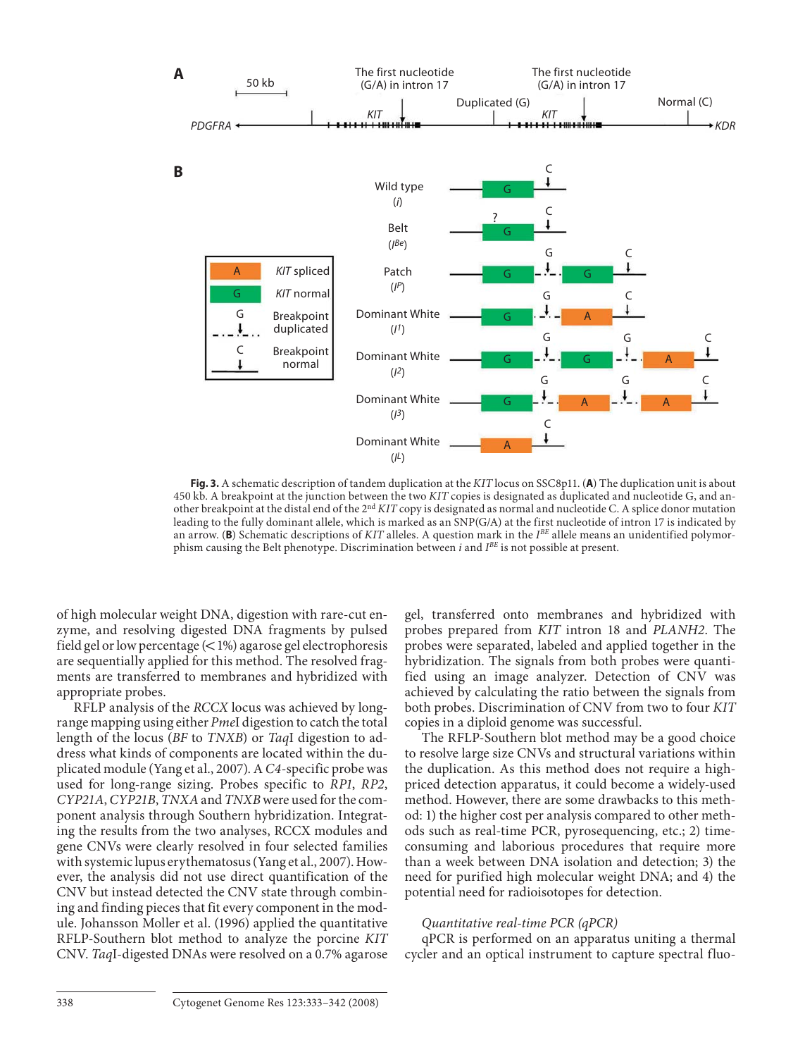**Fig. 3.** A schematic description of tandem duplication at the *KIT* locus on SSC8p11. (**A**) The duplication unit is about 450 kb. A breakpoint at the junction between the two *KIT* copies is designated as duplicated and nucleotide G, and another breakpoint at the distal end of the 2nd *KIT* copy is designated as normal and nucleotide C. A splice donor mutation leading to the fully dominant allele, which is marked as an SNP(G/A) at the first nucleotide of intron 17 is indicated by an arrow. (**B**) Schematic descriptions of *KIT* alleles. A question mark in the $I^{BE}$ allele means an unidentified polymorphism causing the Belt phenotype. Discrimination between *i* and $I^{BE}$ is not possible at present.

of high molecular weight DNA, digestion with rare-cut enzyme, and resolving digested DNA fragments by pulsed field gel or low percentage (< 1%) agarose gel electrophoresis are sequentially applied for this method. The resolved fragments are transferred to membranes and hybridized with appropriate probes.

RFLP analysis of the *RCCX* locus was achieved by long-range mapping using either *Pme*I digestion to catch the total length of the locus (*BF* to *TNXB*) or *Taq*I digestion to address what kinds of components are located within the duplicated module (Yang et al., 2007). A *C4*-specific probe was used for long-range sizing. Probes specific to *RP1*, *RP2*, *CYP21A*, *CYP21B*, *TNXA* and *TNXB* were used for the component analysis through Southern hybridization. Integrating the results from the two analyses, RCCX modules and gene CNVs were clearly resolved in four selected families with systemic lupus erythematosus (Yang et al., 2007). However, the analysis did not use direct quantification of the CNV but instead detected the CNV state through combining and finding pieces that fit every component in the module. Johansson Moller et al. (1996) applied the quantitative RFLP-Southern blot method to analyze the porcine *KIT* CNV. *Taq*I-digested DNAs were resolved on a 0.7% agarose gel, transferred onto membranes and hybridized with probes prepared from *KIT* intron 18 and *PLANH2*. The probes were separated, labeled and applied together in the hybridization. The signals from both probes were quantified using an image analyzer. Detection of CNV was achieved by calculating the ratio between the signals from both probes. Discrimination of CNV from two to four *KIT* copies in a diploid genome was successful.

The RFLP-Southern blot method may be a good choice to resolve large size CNVs and structural variations within the duplication. As this method does not require a high-priced detection apparatus, it could become a widely-used method. However, there are some drawbacks to this method: 1) the higher cost per analysis compared to other methods such as real-time PCR, pyrosequencing, etc.; 2) time-consuming and laborious procedures that require more than a week between DNA isolation and detection; 3) the need for purified high molecular weight DNA; and 4) the potential need for radioisotopes for detection.

### *Quantitative real-time PCR (qPCR)*

qPCR is performed on an apparatus uniting a thermal cycler and an optical instrument to capture spectral fluo-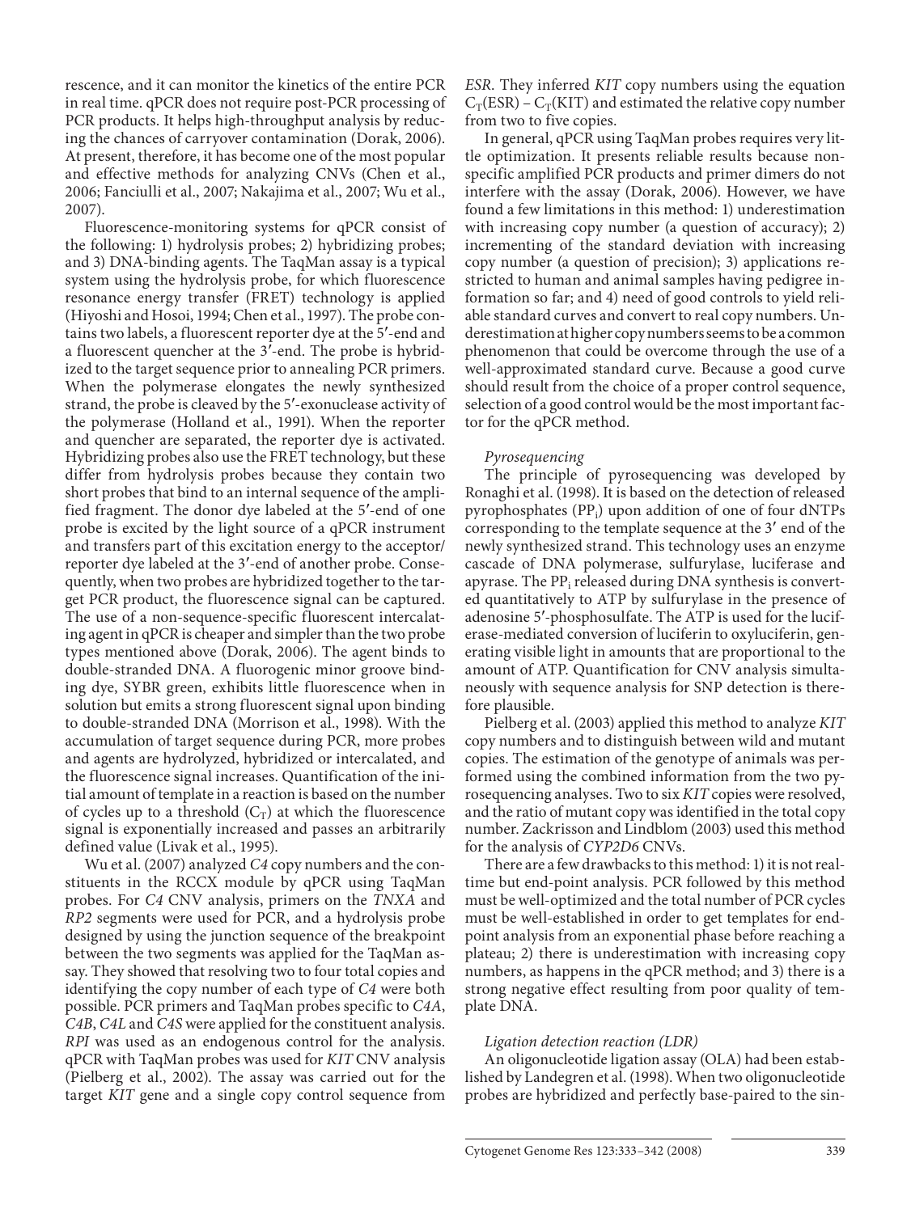rescence, and it can monitor the kinetics of the entire PCR in real time. qPCR does not require post-PCR processing of PCR products. It helps high-throughput analysis by reducing the chances of carryover contamination (Dorak, 2006). At present, therefore, it has become one of the most popular and effective methods for analyzing CNVs (Chen et al., 2006; Fanciulli et al., 2007; Nakajima et al., 2007; Wu et al., 2007).

Fluorescence-monitoring systems for qPCR consist of the following: 1) hydrolysis probes; 2) hybridizing probes; and 3) DNA-binding agents. The TaqMan assay is a typical system using the hydrolysis probe, for which fluorescence resonance energy transfer (FRET) technology is applied (Hiyoshi and Hosoi, 1994; Chen et al., 1997). The probe contains two labels, a fluorescent reporter dye at the 5′-end and a fluorescent quencher at the 3′-end. The probe is hybridized to the target sequence prior to annealing PCR primers. When the polymerase elongates the newly synthesized strand, the probe is cleaved by the 5′-exonuclease activity of the polymerase (Holland et al., 1991). When the reporter and quencher are separated, the reporter dye is activated. Hybridizing probes also use the FRET technology, but these differ from hydrolysis probes because they contain two short probes that bind to an internal sequence of the amplified fragment. The donor dye labeled at the 5′-end of one probe is excited by the light source of a qPCR instrument and transfers part of this excitation energy to the acceptor/reporter dye labeled at the 3′-end of another probe. Consequently, when two probes are hybridized together to the target PCR product, the fluorescence signal can be captured. The use of a non-sequence-specific fluorescent intercalating agent in qPCR is cheaper and simpler than the two probe types mentioned above (Dorak, 2006). The agent binds to double-stranded DNA. A fluorogenic minor groove binding dye, SYBR green, exhibits little fluorescence when in solution but emits a strong fluorescent signal upon binding to double-stranded DNA (Morrison et al., 1998). With the accumulation of target sequence during PCR, more probes and agents are hydrolyzed, hybridized or intercalated, and the fluorescence signal increases. Quantification of the initial amount of template in a reaction is based on the number of cycles up to a threshold ($C_T$) at which the fluorescence signal is exponentially increased and passes an arbitrarily defined value (Livak et al., 1995).

Wu et al. (2007) analyzed *C4* copy numbers and the constituents in the RCCX module by qPCR using TaqMan probes. For *C4* CNV analysis, primers on the *TNXA* and *RP2* segments were used for PCR, and a hydrolysis probe designed by using the junction sequence of the breakpoint between the two segments was applied for the TaqMan assay. They showed that resolving two to four total copies and identifying the copy number of each type of *C4* were both possible. PCR primers and TaqMan probes specific to *C4A*, *C4B*, *C4L* and *C4S* were applied for the constituent analysis. *RPI* was used as an endogenous control for the analysis. qPCR with TaqMan probes was used for *KIT* CNV analysis (Pielberg et al., 2002). The assay was carried out for the target *KIT* gene and a single copy control sequence from *ESR*. They inferred *KIT* copy numbers using the equation $C_T(ESR) - C_T(KIT)$ and estimated the relative copy number from two to five copies.

In general, qPCR using TaqMan probes requires very little optimization. It presents reliable results because nonspecific amplified PCR products and primer dimers do not interfere with the assay (Dorak, 2006). However, we have found a few limitations in this method: 1) underestimation with increasing copy number (a question of accuracy); 2) incrementing of the standard deviation with increasing copy number (a question of precision); 3) applications restricted to human and animal samples having pedigree information so far; and 4) need of good controls to yield reliable standard curves and convert to real copy numbers. Underestimation at higher copy numbers seems to be a common phenomenon that could be overcome through the use of a well-approximated standard curve. Because a good curve should result from the choice of a proper control sequence, selection of a good control would be the most important factor for the qPCR method.

*Pyrosequencing*

The principle of pyrosequencing was developed by Ronaghi et al. (1998). It is based on the detection of released pyrophosphates ($PP_i$) upon addition of one of four dNTPs corresponding to the template sequence at the 3′ end of the newly synthesized strand. This technology uses an enzyme cascade of DNA polymerase, sulfurylase, luciferase and apyrase. The $PP_i$ released during DNA synthesis is converted quantitatively to ATP by sulfurylase in the presence of adenosine 5′-phosphosulfate. The ATP is used for the luciferase-mediated conversion of luciferin to oxyluciferin, generating visible light in amounts that are proportional to the amount of ATP. Quantification for CNV analysis simultaneously with sequence analysis for SNP detection is therefore plausible.

Pielberg et al. (2003) applied this method to analyze *KIT* copy numbers and to distinguish between wild and mutant copies. The estimation of the genotype of animals was performed using the combined information from the two pyrosequencing analyses. Two to six *KIT* copies were resolved, and the ratio of mutant copy was identified in the total copy number. Zackrisson and Lindblom (2003) used this method for the analysis of *CYP2D6* CNVs.

There are a few drawbacks to this method: 1) it is not real-time but end-point analysis. PCR followed by this method must be well-optimized and the total number of PCR cycles must be well-established in order to get templates for end-point analysis from an exponential phase before reaching a plateau; 2) there is underestimation with increasing copy numbers, as happens in the qPCR method; and 3) there is a strong negative effect resulting from poor quality of template DNA.

*Ligation detection reaction (LDR)*

An oligonucleotide ligation assay (OLA) had been established by Landegren et al. (1998). When two oligonucleotide probes are hybridized and perfectly base-paired to the sin-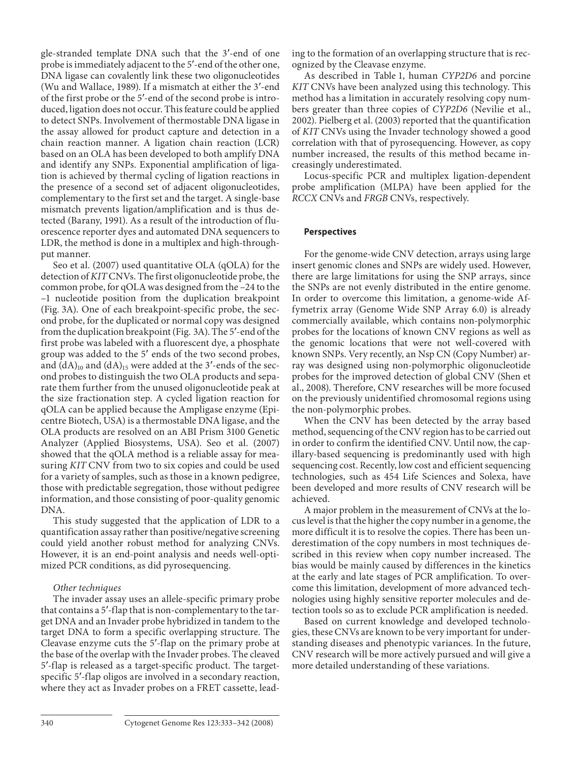gle-stranded template DNA such that the 3′-end of one probe is immediately adjacent to the 5′-end of the other one, DNA ligase can covalently link these two oligonucleotides (Wu and Wallace, 1989). If a mismatch at either the 3′-end of the first probe or the 5′-end of the second probe is introduced, ligation does not occur. This feature could be applied to detect SNPs. Involvement of thermostable DNA ligase in the assay allowed for product capture and detection in a chain reaction manner. A ligation chain reaction (LCR) based on an OLA has been developed to both amplify DNA and identify any SNPs. Exponential amplification of ligation is achieved by thermal cycling of ligation reactions in the presence of a second set of adjacent oligonucleotides, complementary to the first set and the target. A single-base mismatch prevents ligation/amplification and is thus detected (Barany, 1991). As a result of the introduction of fluorescence reporter dyes and automated DNA sequencers to LDR, the method is done in a multiplex and high-throughput manner.

Seo et al. (2007) used quantitative OLA (qOLA) for the detection of *KIT* CNVs. The first oligonucleotide probe, the common probe, for qOLA was designed from the –24 to the –1 nucleotide position from the duplication breakpoint (Fig. 3A). One of each breakpoint-specific probe, the second probe, for the duplicated or normal copy was designed from the duplication breakpoint (Fig. 3A). The 5′-end of the first probe was labeled with a fluorescent dye, a phosphate group was added to the 5′ ends of the two second probes, and $(dA)_{10}$ and $(dA)_{15}$ were added at the 3′-ends of the second probes to distinguish the two OLA products and separate them further from the unused oligonucleotide peak at the size fractionation step. A cycled ligation reaction for qOLA can be applied because the Ampligase enzyme (Epicentre Biotech, USA) is a thermostable DNA ligase, and the OLA products are resolved on an ABI Prism 3100 Genetic Analyzer (Applied Biosystems, USA). Seo et al. (2007) showed that the qOLA method is a reliable assay for measuring *KIT* CNV from two to six copies and could be used for a variety of samples, such as those in a known pedigree, those with predictable segregation, those without pedigree information, and those consisting of poor-quality genomic DNA.

This study suggested that the application of LDR to a quantification assay rather than positive/negative screening could yield another robust method for analyzing CNVs. However, it is an end-point analysis and needs well-optimized PCR conditions, as did pyrosequencing.

*Other techniques*

The invader assay uses an allele-specific primary probe that contains a 5′-flap that is non-complementary to the target DNA and an Invader probe hybridized in tandem to the target DNA to form a specific overlapping structure. The Cleavase enzyme cuts the 5′-flap on the primary probe at the base of the overlap with the Invader probes. The cleaved 5′-flap is released as a target-specific product. The target-specific 5′-flap oligos are involved in a secondary reaction, where they act as Invader probes on a FRET cassette, leading to the formation of an overlapping structure that is recognized by the Cleavase enzyme.

As described in Table 1, human *CYP2D6* and porcine *KIT* CNVs have been analyzed using this technology. This method has a limitation in accurately resolving copy numbers greater than three copies of *CYP2D6* (Nevilie et al., 2002). Pielberg et al. (2003) reported that the quantification of *KIT* CNVs using the Invader technology showed a good correlation with that of pyrosequencing. However, as copy number increased, the results of this method became increasingly underestimated.

Locus-specific PCR and multiplex ligation-dependent probe amplification (MLPA) have been applied for the *RCCX* CNVs and *FRGB* CNVs, respectively.

## Perspectives

For the genome-wide CNV detection, arrays using large insert genomic clones and SNPs are widely used. However, there are large limitations for using the SNP arrays, since the SNPs are not evenly distributed in the entire genome. In order to overcome this limitation, a genome-wide Affymetrix array (Genome Wide SNP Array 6.0) is already commercially available, which contains non-polymorphic probes for the locations of known CNV regions as well as the genomic locations that were not well-covered with known SNPs. Very recently, an Nsp CN (Copy Number) array was designed using non-polymorphic oligonucleotide probes for the improved detection of global CNV (Shen et al., 2008). Therefore, CNV researches will be more focused on the previously unidentified chromosomal regions using the non-polymorphic probes.

When the CNV has been detected by the array based method, sequencing of the CNV region has to be carried out in order to confirm the identified CNV. Until now, the capillary-based sequencing is predominantly used with high sequencing cost. Recently, low cost and efficient sequencing technologies, such as 454 Life Sciences and Solexa, have been developed and more results of CNV research will be achieved.

A major problem in the measurement of CNVs at the locus level is that the higher the copy number in a genome, the more difficult it is to resolve the copies. There has been underestimation of the copy numbers in most techniques described in this review when copy number increased. The bias would be mainly caused by differences in the kinetics at the early and late stages of PCR amplification. To overcome this limitation, development of more advanced technologies using highly sensitive reporter molecules and detection tools so as to exclude PCR amplification is needed.

Based on current knowledge and developed technologies, these CNVs are known to be very important for understanding diseases and phenotypic variances. In the future, CNV research will be more actively pursued and will give a more detailed understanding of these variations.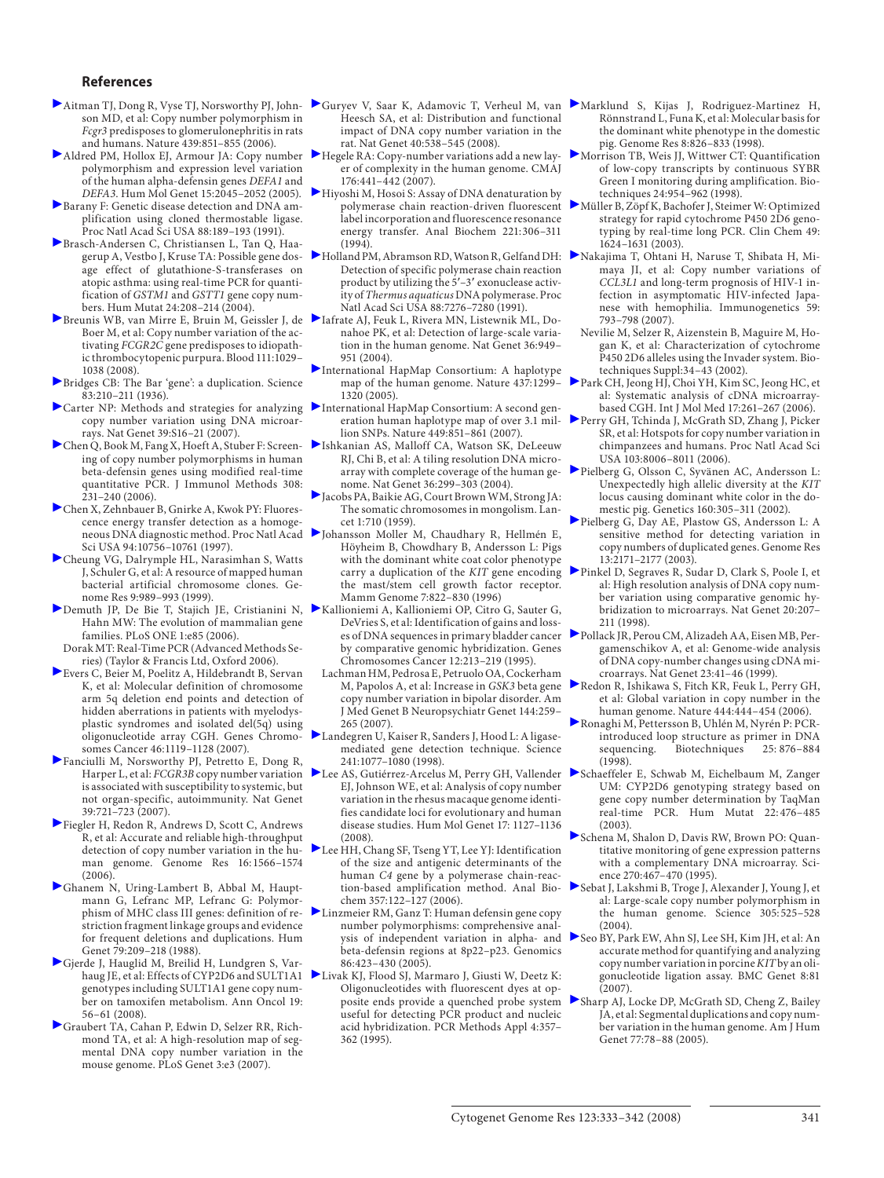## References

- Aitman TJ, Dong R, Vyse TJ, Norsworthy PJ, Johnson MD, et al: Copy number polymorphism in *Fcgr3* predisposes to glomerulonephritis in rats and humans. Nature 439:851–855 (2006).
- Aldred PM, Hollox EJ, Armour JA: Copy number polymorphism and expression level variation of the human alpha-defensin genes *DEFA1* and *DEFA3*. Hum Mol Genet 15:2045–2052 (2005).
- Barany F: Genetic disease detection and DNA amplification using cloned thermostable ligase. Proc Natl Acad Sci USA 88:189–193 (1991).
- Brasch-Andersen C, Christiansen L, Tan Q, Haagerup A, Vestbo J, Kruse TA: Possible gene dosage effect of glutathione-S-transferases on atopic asthma: using real-time PCR for quantification of *GSTM1* and *GSTT1* gene copy numbers. Hum Mutat 24:208–214 (2004).
- Breunis WB, van Mirre E, Bruin M, Geissler J, de Boer M, et al: Copy number variation of the activating *FCGR2C* gene predisposes to idiopathic thrombocytopenic purpura. Blood 111:1029–1038 (2008).
- Bridges CB: The Bar 'gene': a duplication. Science 83:210–211 (1936).
- Carter NP: Methods and strategies for analyzing copy number variation using DNA microarrays. Nat Genet 39:S16–21 (2007).
- Chen Q, Book M, Fang X, Hoeft A, Stuber F: Screening of copy number polymorphisms in human beta-defensin genes using modified real-time quantitative PCR. J Immunol Methods 308: 231–240 (2006).
- Chen X, Zehnbauer B, Gnirke A, Kwok PY: Fluorescence energy transfer detection as a homogeneous DNA diagnostic method. Proc Natl Acad Sci USA 94:10756–10761 (1997).
- Cheung VG, Dalrymple HL, Narasimhan S, Watts J, Schuler G, et al: A resource of mapped human bacterial artificial chromosome clones. Genome Res 9:989–993 (1999).
- Demuth JP, De Bie T, Stajich JE, Cristianini N, Hahn MW: The evolution of mammalian gene families. PLoS ONE 1:e85 (2006).
- Dorak MT: Real-Time PCR (Advanced Methods Series) (Taylor & Francis Ltd, Oxford 2006).
- Evers C, Beier M, Poelitz A, Hildebrandt B, Servan K, et al: Molecular definition of chromosome arm 5q deletion end points and detection of hidden aberrations in patients with myelodysplastic syndromes and isolated del(5q) using oligonucleotide array CGH. Genes Chromosomes Cancer 46:1119–1128 (2007).
- Fanciulli M, Norsworthy PJ, Petretto E, Dong R, Harper L, et al: *FCGR3B* copy number variation is associated with susceptibility to systemic, but not organ-specific, autoimmunity. Nat Genet 39:721–723 (2007).
- Fiegler H, Redon R, Andrews D, Scott C, Andrews R, et al: Accurate and reliable high-throughput detection of copy number variation in the human genome. Genome Res 16:1566–1574 (2006).
- Ghanem N, Uring-Lambert B, Abbal M, Hauptmann G, Lefranc MP, Lefranc G: Polymorphism of MHC class III genes: definition of restriction fragment linkage groups and evidence for frequent deletions and duplications. Hum Genet 79:209–218 (1988).
- Gjerde J, Hauglid M, Breilid H, Lundgren S, Varhaug JE, et al: Effects of CYP2D6 and SULT1A1 genotypes including SULT1A1 gene copy number on tamoxifen metabolism. Ann Oncol 19: 56–61 (2008).
- Graubert TA, Cahan P, Edwin D, Selzer RR, Richmond TA, et al: A high-resolution map of segmental DNA copy number variation in the mouse genome. PLoS Genet 3:e3 (2007).
- Guryev V, Saar K, Adamovic T, Verheul M, van Heesch SA, et al: Distribution and functional impact of DNA copy number variation in the rat. Nat Genet 40:538–545 (2008).
- Hegele RA: Copy-number variations add a new layer of complexity in the human genome. CMAJ 176:441–442 (2007).
- Hiyoshi M, Hosoi S: Assay of DNA denaturation by polymerase chain reaction-driven fluorescent label incorporation and fluorescence resonance energy transfer. Anal Biochem 221:306–311 (1994).
- Holland PM, Abramson RD, Watson R, Gelfand DH: Detection of specific polymerase chain reaction product by utilizing the 5′–3′ exonuclease activity of *Thermus aquaticus* DNA polymerase. Proc Natl Acad Sci USA 88:7276–7280 (1991).
- Iafrate AJ, Feuk L, Rivera MN, Listewnik ML, Donahoe PK, et al: Detection of large-scale variation in the human genome. Nat Genet 36:949–951 (2004).
- International HapMap Consortium: A haplotype map of the human genome. Nature 437:1299–1320 (2005).
- International HapMap Consortium: A second generation human haplotype map of over 3.1 million SNPs. Nature 449:851–861 (2007).
- Ishkanian AS, Malloff CA, Watson SK, DeLeeuw RJ, Chi B, et al: A tiling resolution DNA microarray with complete coverage of the human genome. Nat Genet 36:299–303 (2004).
- Jacobs PA, Baikie AG, Court Brown WM, Strong JA: The somatic chromosomes in mongolism. Lancet 1:710 (1959).
- Johansson Moller M, Chaudhary R, Hellmén E, Höyheim B, Chowdhary B, Andersson L: Pigs with the dominant white coat color phenotype carry a duplication of the *KIT* gene encoding the mast/stem cell growth factor receptor. Mamm Genome 7:822–830 (1996)
- Kallioniemi A, Kallioniemi OP, Citro G, Sauter G, DeVries S, et al: Identification of gains and losses of DNA sequences in primary bladder cancer by comparative genomic hybridization. Genes Chromosomes Cancer 12:213–219 (1995).
- Lachman HM, Pedrosa E, Petruolo OA, Cockerham M, Papolos A, et al: Increase in *GSK3* beta gene copy number variation in bipolar disorder. Am J Med Genet B Neuropsychiatr Genet 144:259–265 (2007).
- Landegren U, Kaiser R, Sanders J, Hood L: A ligase-mediated gene detection technique. Science 241:1077–1080 (1998).
- Lee AS, Gutiérrez-Arcelus M, Perry GH, Vallender EJ, Johnson WE, et al: Analysis of copy number variation in the rhesus macaque genome identifies candidate loci for evolutionary and human disease studies. Hum Mol Genet 17: 1127–1136 (2008).
- Lee HH, Chang SF, Tseng YT, Lee YJ: Identification of the size and antigenic determinants of the human *C4* gene by a polymerase chain-reaction-based amplification method. Anal Biochem 357:122–127 (2006).
- Linzmeier RM, Ganz T: Human defensin gene copy number polymorphisms: comprehensive analysis of independent variation in alpha- and beta-defensin regions at 8p22–p23. Genomics 86:423–430 (2005).
- Livak KJ, Flood SJ, Marmaro J, Giusti W, Deetz K: Oligonucleotides with fluorescent dyes at opposite ends provide a quenched probe system useful for detecting PCR product and nucleic acid hybridization. PCR Methods Appl 4:357–362 (1995).
- Marklund S, Kijas J, Rodriguez-Martinez H, Rönnstrand L, Funa K, et al: Molecular basis for the dominant white phenotype in the domestic pig. Genome Res 8:826–833 (1998).
- Morrison TB, Weis JJ, Wittwer CT: Quantification of low-copy transcripts by continuous SYBR Green I monitoring during amplification. Biotechniques 24:954–962 (1998).
- Müller B, Zöpf K, Bachofer J, Steimer W: Optimized strategy for rapid cytochrome P450 2D6 genotyping by real-time long PCR. Clin Chem 49: 1624–1631 (2003).
- Nakajima T, Ohtani H, Naruse T, Shibata H, Mimaya JI, et al: Copy number variations of *CCL3L1* and long-term prognosis of HIV-1 infection in asymptomatic HIV-infected Japanese with hemophilia. Immunogenetics 59: 793–798 (2007).
- Nevilie M, Selzer R, Aizenstein B, Maguire M, Hogan K, et al: Characterization of cytochrome P450 2D6 alleles using the Invader system. Biotechniques Suppl:34–43 (2002).
- Park CH, Jeong HJ, Choi YH, Kim SC, Jeong HC, et al: Systematic analysis of cDNA microarray-based CGH. Int J Mol Med 17:261–267 (2006).
- Perry GH, Tchinda J, McGrath SD, Zhang J, Picker SR, et al: Hotspots for copy number variation in chimpanzees and humans. Proc Natl Acad Sci USA 103:8006–8011 (2006).
- Pielberg G, Olsson C, Syvänen AC, Andersson L: Unexpectedly high allelic diversity at the *KIT* locus causing dominant white color in the domestic pig. Genetics 160:305–311 (2002).
- Pielberg G, Day AE, Plastow GS, Andersson L: A sensitive method for detecting variation in copy numbers of duplicated genes. Genome Res 13:2171–2177 (2003).
- Pinkel D, Segraves R, Sudar D, Clark S, Poole I, et al: High resolution analysis of DNA copy number variation using comparative genomic hybridization to microarrays. Nat Genet 20:207–211 (1998).
- Pollack JR, Perou CM, Alizadeh AA, Eisen MB, Pergamenschikov A, et al: Genome-wide analysis of DNA copy-number changes using cDNA microarrays. Nat Genet 23:41–46 (1999).
- Redon R, Ishikawa S, Fitch KR, Feuk L, Perry GH, et al: Global variation in copy number in the human genome. Nature 444:444–454 (2006).
- Ronaghi M, Pettersson B, Uhlén M, Nyrén P: PCR-introduced loop structure as primer in DNA sequencing. Biotechniques 25: 876–884 (1998).
- Schaeffeler E, Schwab M, Eichelbaum M, Zanger UM: CYP2D6 genotyping strategy based on gene copy number determination by TaqMan real-time PCR. Hum Mutat 22:476–485 (2003).
- Schena M, Shalon D, Davis RW, Brown PO: Quantitative monitoring of gene expression patterns with a complementary DNA microarray. Science 270:467–470 (1995).
- Sebat J, Lakshmi B, Troge J, Alexander J, Young J, et al: Large-scale copy number polymorphism in the human genome. Science 305:525–528 (2004).
- Seo BY, Park EW, Ahn SJ, Lee SH, Kim JH, et al: An accurate method for quantifying and analyzing copy number variation in porcine *KIT* by an oligonucleotide ligation assay. BMC Genet 8:81 (2007).
- Sharp AJ, Locke DP, McGrath SD, Cheng Z, Bailey JA, et al: Segmental duplications and copy number variation in the human genome. Am J Hum Genet 77:78–88 (2005).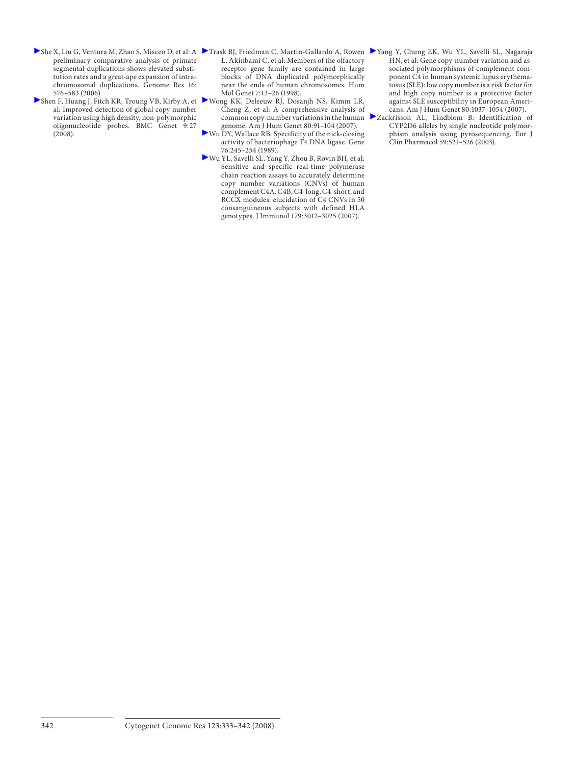She X, Liu G, Ventura M, Zhao S, Misceo D, et al: A preliminary comparative analysis of primate segmental duplications shows elevated substitution rates and a great-ape expansion of intrachromosomal duplications. Genome Res 16: 576–583 (2006)

Shen F, Huang J, Fitch KR, Troung VB, Kirby A, et al: Improved detection of global copy number variation using high density, non-polymorphic oligonucleotide probes. BMC Genet 9:27 (2008).

Trask BJ, Friedman C, Martin-Gallardo A, Rowen L, Akinbami C, et al: Members of the olfactory receptor gene family are contained in large blocks of DNA duplicated polymorphically near the ends of human chromosomes. Hum Mol Genet 7:13–26 (1998).

Wong KK, Deleeuw RJ, Dosanjh NS, Kimm LR, Cheng Z, et al: A comprehensive analysis of common copy-number variations in the human genome. Am J Hum Genet 80:91–104 (2007).

Wu DY, Wallace RB: Specificity of the nick-closing activity of bacteriophage T4 DNA ligase. Gene 76:245–254 (1989).

Wu YL, Savelli SL, Yang Y, Zhou B, Rovin BH, et al: Sensitive and specific real-time polymerase chain reaction assays to accurately determine copy number variations (CNVs) of human complement C4A, C4B, C4-long, C4-short, and RCCX modules: elucidation of C4 CNVs in 50 consanguineous subjects with defined HLA genotypes. J Immunol 179:3012–3025 (2007).

Yang Y, Chung EK, Wu YL, Savelli SL, Nagaraja HN, et al: Gene copy-number variation and associated polymorphisms of complement component C4 in human systemic lupus erythematosus (SLE): low copy number is a risk factor for and high copy number is a protective factor against SLE susceptibility in European Americans. Am J Hum Genet 80:1037–1054 (2007).

Zackrisson AL, Lindblom B: Identification of CYP2D6 alleles by single nucleotide polymorphism analysis using pyrosequencing. Eur J Clin Pharmacol 59:521–526 (2003).